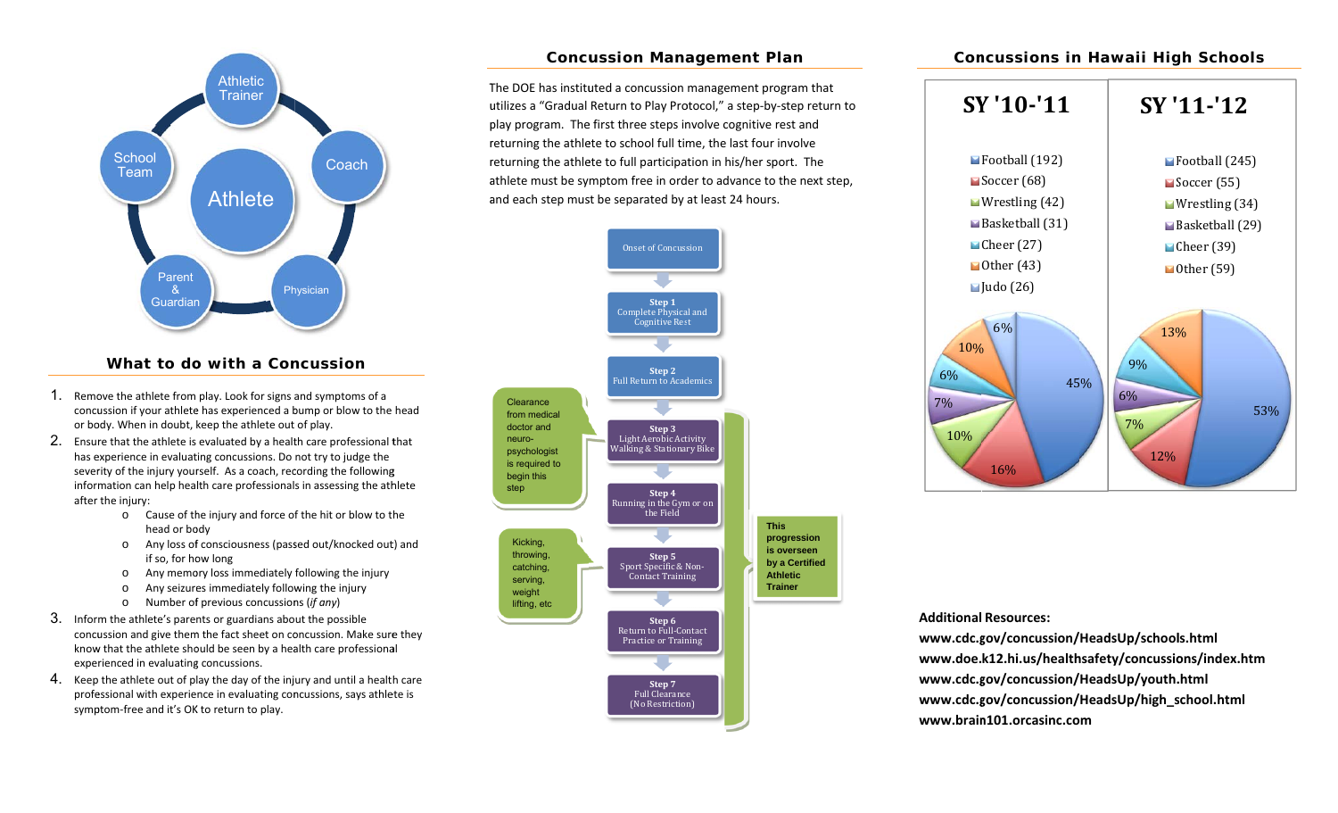Athletic Trainer

Coach

Physician

Parent & Guardian

School Team

Athlete

## What to do with a Concussion

1. Remove the athlete from play. Look for signs and symptoms of a concussion if your athlete has experienced a bump or blow to the head or body. When in doubt, keep the athlete out of play.
2. Ensure that the athlete is evaluated by a health care professional that has experience in evaluating concussions. Do not try to judge the severity of the injury yourself. As a coach, recording the following information can help health care professionals in assessing the athlete after the injury:
   - Cause of the injury and force of the hit or blow to the head or body
   - Any loss of consciousness (passed out/knocked out) and if so, for how long
   - Any memory loss immediately following the injury
   - Any seizures immediately following the injury
   - Number of previous concussions (*if any*)
3. Inform the athlete's parents or guardians about the possible concussion and give them the fact sheet on concussion. Make sure they know that the athlete should be seen by a health care professional experienced in evaluating concussions.
4. Keep the athlete out of play the day of the injury and until a health care professional with experience in evaluating concussions, says athlete is symptom-free and it's OK to return to play.

## Concussion Management Plan

The DOE has instituted a concussion management program that utilizes a "Gradual Return to Play Protocol," a step-by-step return to play program. The first three steps involve cognitive rest and returning the athlete to school full time, the last four involve returning the athlete to full participation in his/her sport. The athlete must be symptom free in order to advance to the next step, and each step must be separated by at least 24 hours.

Onset of Concussion

**Step 1**
Complete Physical and Cognitive Rest

**Step 2**
Full Return to Academics

Clearance from medical doctor and neuro-psychologist is required to begin this step

**Step 3**
Light Aerobic Activity Walking & Stationary Bike

**Step 4**
Running in the Gym or on the Field

**Step 5**
Sport Specific & Non-Contact Training

Kicking, throwing, catching, serving, weight lifting, etc

**Step 6**
Return to Full-Contact Practice or Training

**Step 7**
Full Clearance (No Restriction)

This progression is overseen by a Certified Athletic Trainer

## Concussions in Hawaii High Schools

**SY '10-'11**

- Football (192) — 45%
- Soccer (68) — 16%
- Wrestling (42) — 10%
- Basketball (31) — 7%
- Cheer (27) — 6%
- Other (43) — 10%
- Judo (26) — 6%

**SY '11-'12**

- Football (245) — 53%
- Soccer (55) — 12%
- Wrestling (34) — 7%
- Basketball (29) — 6%
- Cheer (39) — 9%
- Other (59) — 13%

**Additional Resources:**

**www.cdc.gov/concussion/HeadsUp/schools.html**
**www.doe.k12.hi.us/healthsafety/concussions/index.htm**
**www.cdc.gov/concussion/HeadsUp/youth.html**
**www.cdc.gov/concussion/HeadsUp/high_school.html**
**www.brain101.orcasinc.com**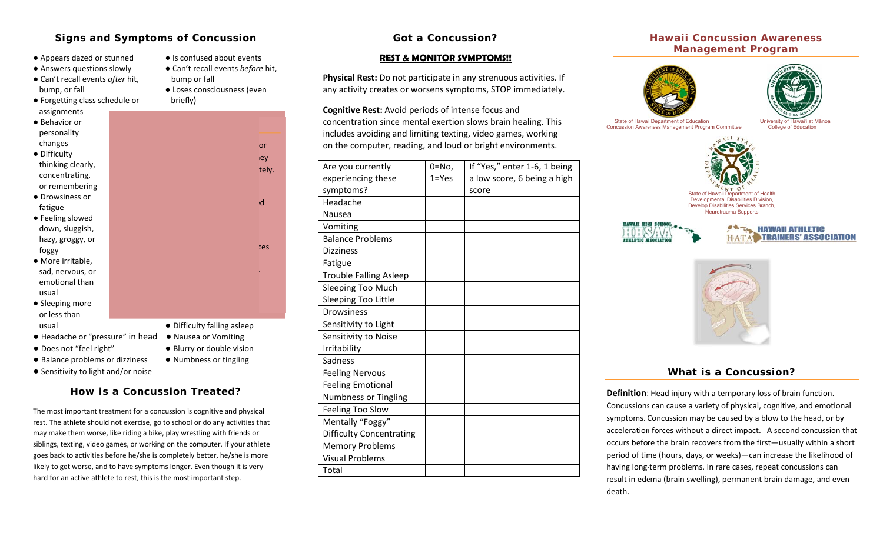## Signs and Symptoms of Concussion

- Appears dazed or stunned
- Answers questions slowly
- Can't recall events *after* hit, bump, or fall
- Forgetting class schedule or assignments
- Behavior or personality changes
- Difficulty thinking clearly, concentrating, or remembering
- Drowsiness or fatigue
- Feeling slowed down, sluggish, hazy, groggy, or foggy
- More irritable, sad, nervous, or emotional than usual
- Sleeping more or less than usual
- Headache or "pressure" in head
- Does not "feel right"
- Balance problems or dizziness
- Sensitivity to light and/or noise
- Is confused about events
- Can't recall events *before* hit, bump or fall
- Loses consciousness (even briefly)
- Difficulty falling asleep
- Nausea or Vomiting
- Blurry or double vision
- Numbness or tingling

## How is a Concussion Treated?

The most important treatment for a concussion is cognitive and physical rest. The athlete should not exercise, go to school or do any activities that may make them worse, like riding a bike, play wrestling with friends or siblings, texting, video games, or working on the computer. If your athlete goes back to activities before he/she is completely better, he/she is more likely to get worse, and to have symptoms longer. Even though it is very hard for an active athlete to rest, this is the most important step.

## Got a Concussion?

**REST & MONITOR SYMPTOMS!!**

**Physical Rest:** Do not participate in any strenuous activities. If any activity creates or worsens symptoms, STOP immediately.

**Cognitive Rest:** Avoid periods of intense focus and concentration since mental exertion slows brain healing. This includes avoiding and limiting texting, video games, working on the computer, reading, and loud or bright environments.

| Are you currently experiencing these symptoms? | 0=No, 1=Yes | If "Yes," enter 1-6, 1 being a low score, 6 being a high score |
|---|---|---|
| Headache | | |
| Nausea | | |
| Vomiting | | |
| Balance Problems | | |
| Dizziness | | |
| Fatigue | | |
| Trouble Falling Asleep | | |
| Sleeping Too Much | | |
| Sleeping Too Little | | |
| Drowsiness | | |
| Sensitivity to Light | | |
| Sensitivity to Noise | | |
| Irritability | | |
| Sadness | | |
| Feeling Nervous | | |
| Feeling Emotional | | |
| Numbness or Tingling | | |
| Feeling Too Slow | | |
| Mentally "Foggy" | | |
| Difficulty Concentrating | | |
| Memory Problems | | |
| Visual Problems | | |
| Total | | |

## Hawaii Concussion Awareness Management Program

State of Hawaii Department of Education
Concussion Awareness Management Program Committee

University of Hawaiʻi at Mānoa
College of Education

State of Hawaii Department of Health
Developmental Disabilities Division,
Develop Disabilities Services Branch,
Neurotrauma Supports

HAWAII HIGH SCHOOL ATHLETIC ASSOCIATION

HATA HAWAII ATHLETIC TRAINERS' ASSOCIATION

## What is a Concussion?

**Definition**: Head injury with a temporary loss of brain function. Concussions can cause a variety of physical, cognitive, and emotional symptoms. Concussion may be caused by a blow to the head, or by acceleration forces without a direct impact. A second concussion that occurs before the brain recovers from the first—usually within a short period of time (hours, days, or weeks)—can increase the likelihood of having long-term problems. In rare cases, repeat concussions can result in edema (brain swelling), permanent brain damage, and even death.